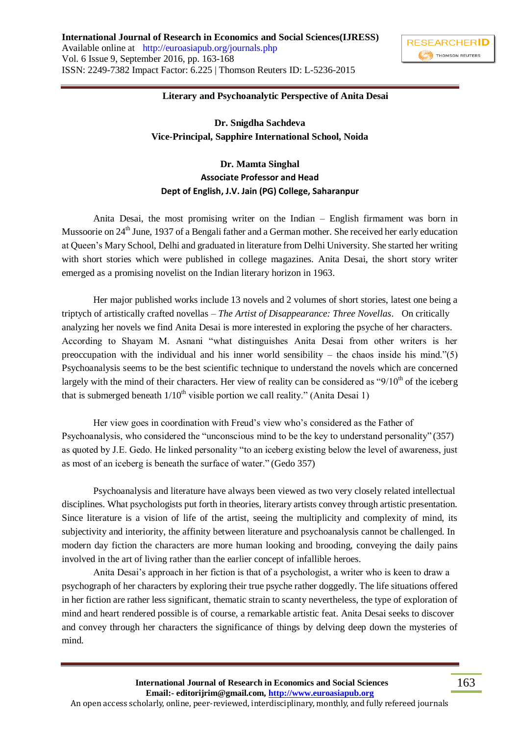# Literary and Psychoanalytic Perspective of Anita Desai

**Dr. Snigdha Sachdeva**
**Vice-Principal, Sapphire International School, Noida**

**Dr. Mamta Singhal**
**Associate Professor and Head**
**Dept of English, J.V. Jain (PG) College, Saharanpur**

Anita Desai, the most promising writer on the Indian – English firmament was born in Mussoorie on 24th June, 1937 of a Bengali father and a German mother. She received her early education at Queen's Mary School, Delhi and graduated in literature from Delhi University. She started her writing with short stories which were published in college magazines. Anita Desai, the short story writer emerged as a promising novelist on the Indian literary horizon in 1963.

Her major published works include 13 novels and 2 volumes of short stories, latest one being a triptych of artistically crafted novellas – *The Artist of Disappearance: Three Novellas*. On critically analyzing her novels we find Anita Desai is more interested in exploring the psyche of her characters. According to Shayam M. Asnani "what distinguishes Anita Desai from other writers is her preoccupation with the individual and his inner world sensibility – the chaos inside his mind."(5) Psychoanalysis seems to be the best scientific technique to understand the novels which are concerned largely with the mind of their characters. Her view of reality can be considered as "9/10th of the iceberg that is submerged beneath 1/10th visible portion we call reality." (Anita Desai 1)

Her view goes in coordination with Freud's view who's considered as the Father of Psychoanalysis, who considered the "unconscious mind to be the key to understand personality" (357) as quoted by J.E. Gedo. He linked personality "to an iceberg existing below the level of awareness, just as most of an iceberg is beneath the surface of water." (Gedo 357)

Psychoanalysis and literature have always been viewed as two very closely related intellectual disciplines. What psychologists put forth in theories, literary artists convey through artistic presentation. Since literature is a vision of life of the artist, seeing the multiplicity and complexity of mind, its subjectivity and interiority, the affinity between literature and psychoanalysis cannot be challenged. In modern day fiction the characters are more human looking and brooding, conveying the daily pains involved in the art of living rather than the earlier concept of infallible heroes.

Anita Desai's approach in her fiction is that of a psychologist, a writer who is keen to draw a psychograph of her characters by exploring their true psyche rather doggedly. The life situations offered in her fiction are rather less significant, thematic strain to scanty nevertheless, the type of exploration of mind and heart rendered possible is of course, a remarkable artistic feat. Anita Desai seeks to discover and convey through her characters the significance of things by delving deep down the mysteries of mind.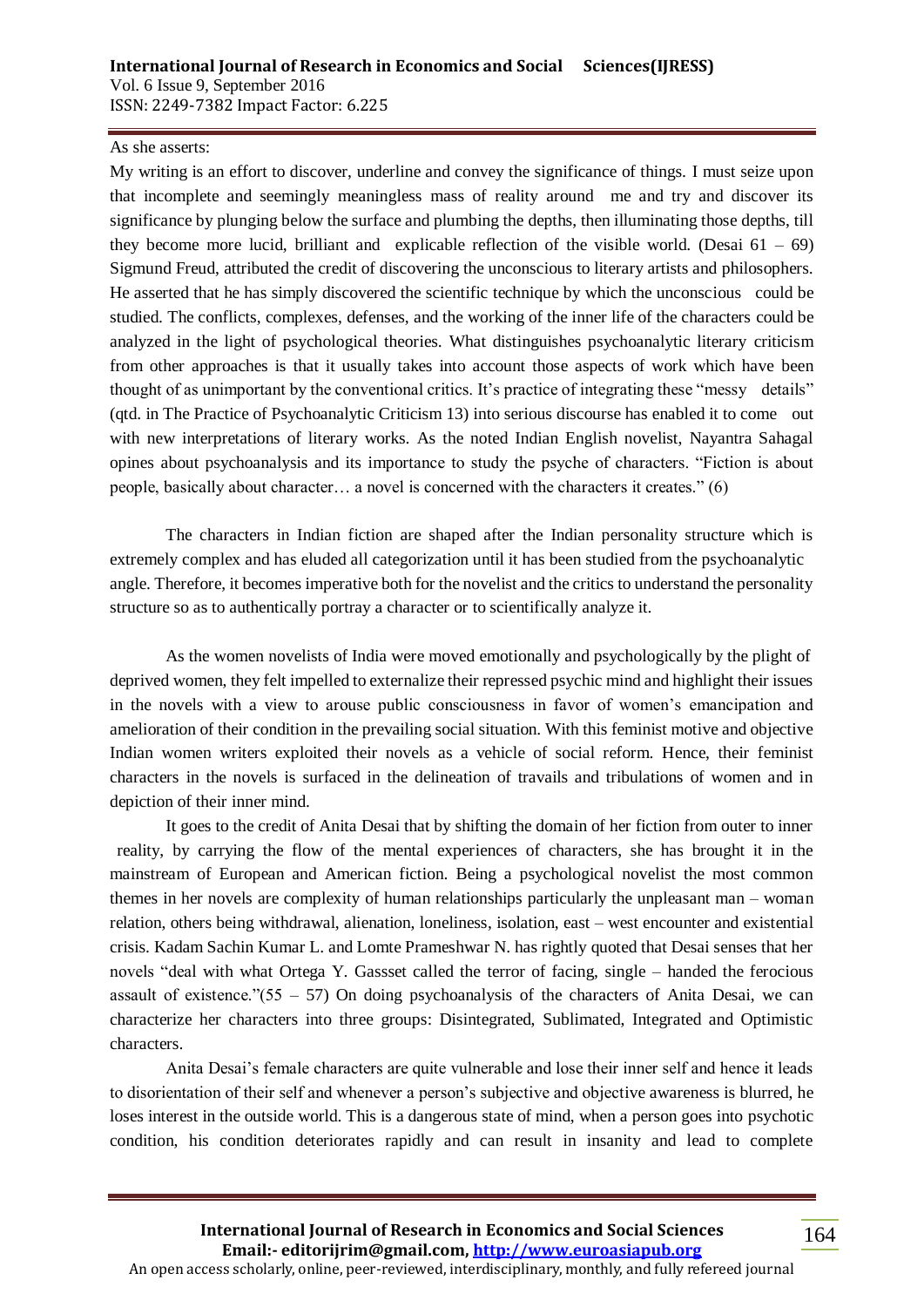As she asserts:

My writing is an effort to discover, underline and convey the significance of things. I must seize upon that incomplete and seemingly meaningless mass of reality around me and try and discover its significance by plunging below the surface and plumbing the depths, then illuminating those depths, till they become more lucid, brilliant and explicable reflection of the visible world. (Desai 61 – 69)

Sigmund Freud, attributed the credit of discovering the unconscious to literary artists and philosophers. He asserted that he has simply discovered the scientific technique by which the unconscious could be studied. The conflicts, complexes, defenses, and the working of the inner life of the characters could be analyzed in the light of psychological theories. What distinguishes psychoanalytic literary criticism from other approaches is that it usually takes into account those aspects of work which have been thought of as unimportant by the conventional critics. It's practice of integrating these "messy details" (qtd. in The Practice of Psychoanalytic Criticism 13) into serious discourse has enabled it to come out with new interpretations of literary works. As the noted Indian English novelist, Nayantra Sahagal opines about psychoanalysis and its importance to study the psyche of characters. "Fiction is about people, basically about character… a novel is concerned with the characters it creates." (6)

The characters in Indian fiction are shaped after the Indian personality structure which is extremely complex and has eluded all categorization until it has been studied from the psychoanalytic angle. Therefore, it becomes imperative both for the novelist and the critics to understand the personality structure so as to authentically portray a character or to scientifically analyze it.

As the women novelists of India were moved emotionally and psychologically by the plight of deprived women, they felt impelled to externalize their repressed psychic mind and highlight their issues in the novels with a view to arouse public consciousness in favor of women's emancipation and amelioration of their condition in the prevailing social situation. With this feminist motive and objective Indian women writers exploited their novels as a vehicle of social reform. Hence, their feminist characters in the novels is surfaced in the delineation of travails and tribulations of women and in depiction of their inner mind.

It goes to the credit of Anita Desai that by shifting the domain of her fiction from outer to inner reality, by carrying the flow of the mental experiences of characters, she has brought it in the mainstream of European and American fiction. Being a psychological novelist the most common themes in her novels are complexity of human relationships particularly the unpleasant man – woman relation, others being withdrawal, alienation, loneliness, isolation, east – west encounter and existential crisis. Kadam Sachin Kumar L. and Lomte Prameshwar N. has rightly quoted that Desai senses that her novels "deal with what Ortega Y. Gassset called the terror of facing, single – handed the ferocious assault of existence."(55 – 57) On doing psychoanalysis of the characters of Anita Desai, we can characterize her characters into three groups: Disintegrated, Sublimated, Integrated and Optimistic characters.

Anita Desai's female characters are quite vulnerable and lose their inner self and hence it leads to disorientation of their self and whenever a person's subjective and objective awareness is blurred, he loses interest in the outside world. This is a dangerous state of mind, when a person goes into psychotic condition, his condition deteriorates rapidly and can result in insanity and lead to complete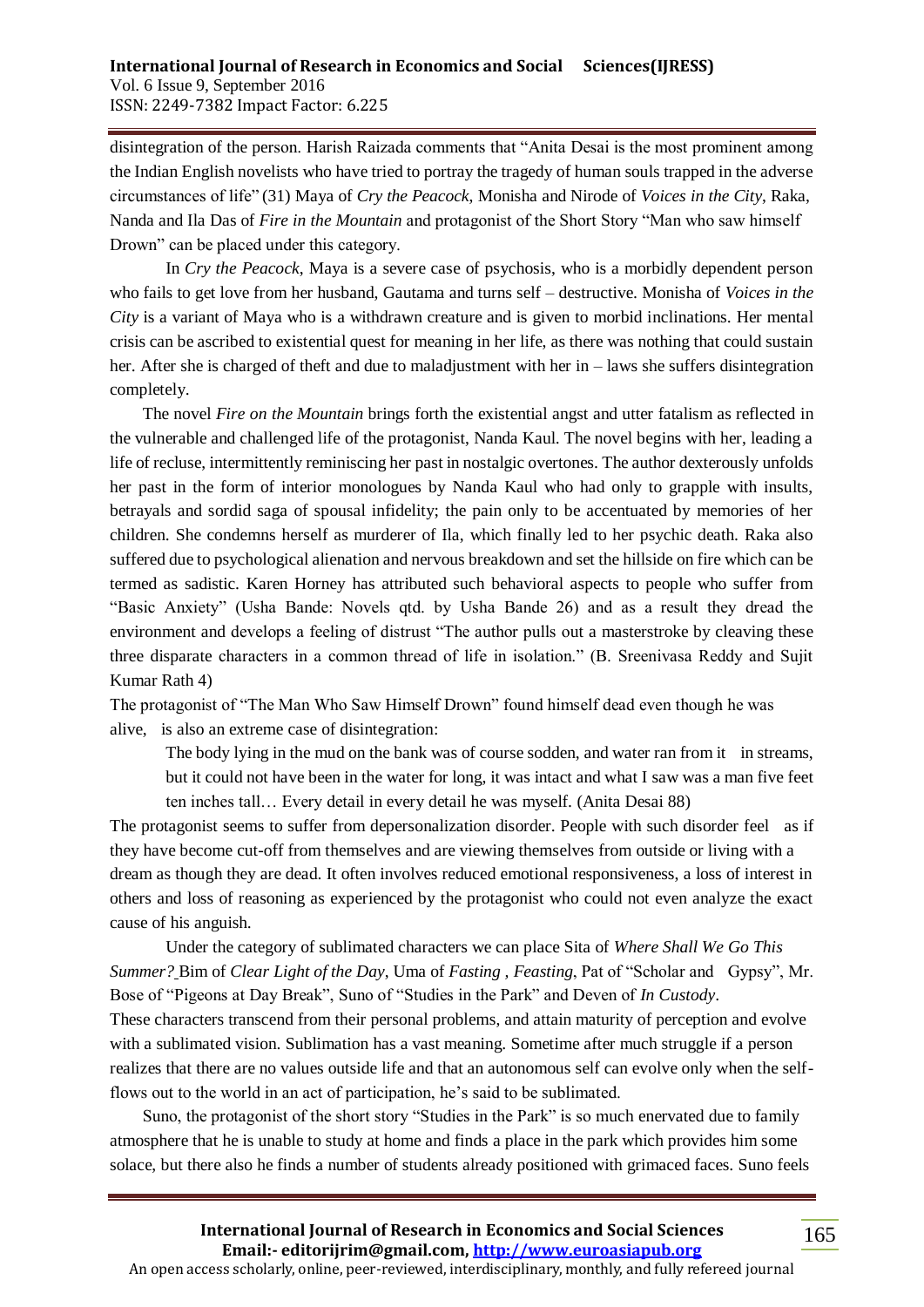disintegration of the person. Harish Raizada comments that "Anita Desai is the most prominent among the Indian English novelists who have tried to portray the tragedy of human souls trapped in the adverse circumstances of life" (31) Maya of *Cry the Peacock*, Monisha and Nirode of *Voices in the City*, Raka, Nanda and Ila Das of *Fire in the Mountain* and protagonist of the Short Story "Man who saw himself Drown" can be placed under this category.

In *Cry the Peacock*, Maya is a severe case of psychosis, who is a morbidly dependent person who fails to get love from her husband, Gautama and turns self – destructive. Monisha of *Voices in the City* is a variant of Maya who is a withdrawn creature and is given to morbid inclinations. Her mental crisis can be ascribed to existential quest for meaning in her life, as there was nothing that could sustain her. After she is charged of theft and due to maladjustment with her in – laws she suffers disintegration completely.

The novel *Fire on the Mountain* brings forth the existential angst and utter fatalism as reflected in the vulnerable and challenged life of the protagonist, Nanda Kaul. The novel begins with her, leading a life of recluse, intermittently reminiscing her past in nostalgic overtones. The author dexterously unfolds her past in the form of interior monologues by Nanda Kaul who had only to grapple with insults, betrayals and sordid saga of spousal infidelity; the pain only to be accentuated by memories of her children. She condemns herself as murderer of Ila, which finally led to her psychic death. Raka also suffered due to psychological alienation and nervous breakdown and set the hillside on fire which can be termed as sadistic. Karen Horney has attributed such behavioral aspects to people who suffer from "Basic Anxiety" (Usha Bande: Novels qtd. by Usha Bande 26) and as a result they dread the environment and develops a feeling of distrust "The author pulls out a masterstroke by cleaving these three disparate characters in a common thread of life in isolation." (B. Sreenivasa Reddy and Sujit Kumar Rath 4)

The protagonist of "The Man Who Saw Himself Drown" found himself dead even though he was alive, is also an extreme case of disintegration:

> The body lying in the mud on the bank was of course sodden, and water ran from it in streams, but it could not have been in the water for long, it was intact and what I saw was a man five feet ten inches tall… Every detail in every detail he was myself. (Anita Desai 88)

The protagonist seems to suffer from depersonalization disorder. People with such disorder feel as if they have become cut-off from themselves and are viewing themselves from outside or living with a dream as though they are dead. It often involves reduced emotional responsiveness, a loss of interest in others and loss of reasoning as experienced by the protagonist who could not even analyze the exact cause of his anguish.

Under the category of sublimated characters we can place Sita of *Where Shall We Go This Summer?* Bim of *Clear Light of the Day*, Uma of *Fasting , Feasting*, Pat of "Scholar and Gypsy", Mr. Bose of "Pigeons at Day Break", Suno of "Studies in the Park" and Deven of *In Custody*.

These characters transcend from their personal problems, and attain maturity of perception and evolve with a sublimated vision. Sublimation has a vast meaning. Sometime after much struggle if a person realizes that there are no values outside life and that an autonomous self can evolve only when the self-flows out to the world in an act of participation, he's said to be sublimated.

Suno, the protagonist of the short story "Studies in the Park" is so much enervated due to family atmosphere that he is unable to study at home and finds a place in the park which provides him some solace, but there also he finds a number of students already positioned with grimaced faces. Suno feels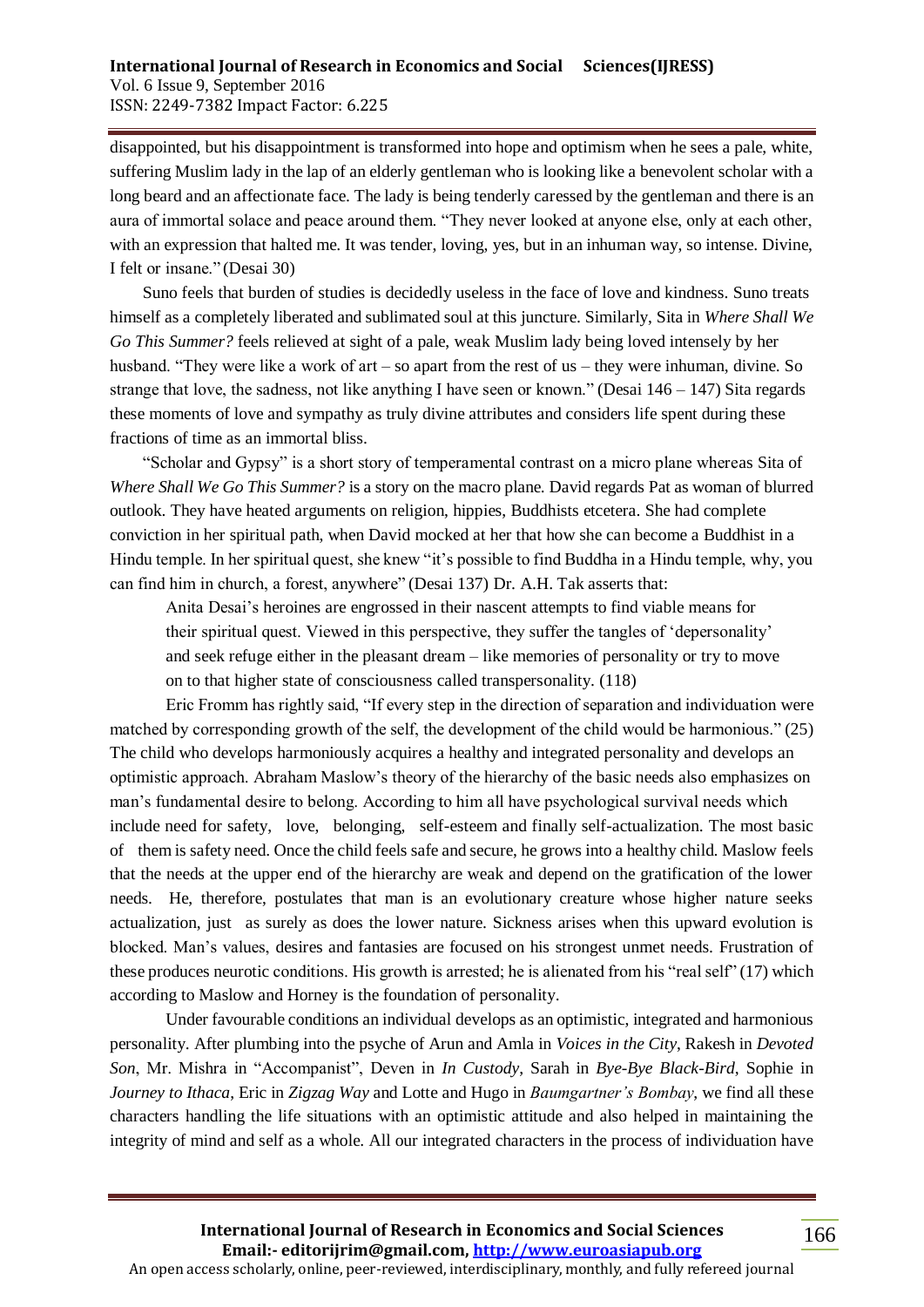disappointed, but his disappointment is transformed into hope and optimism when he sees a pale, white, suffering Muslim lady in the lap of an elderly gentleman who is looking like a benevolent scholar with a long beard and an affectionate face. The lady is being tenderly caressed by the gentleman and there is an aura of immortal solace and peace around them. "They never looked at anyone else, only at each other, with an expression that halted me. It was tender, loving, yes, but in an inhuman way, so intense. Divine, I felt or insane." (Desai 30)

Suno feels that burden of studies is decidedly useless in the face of love and kindness. Suno treats himself as a completely liberated and sublimated soul at this juncture. Similarly, Sita in *Where Shall We Go This Summer?* feels relieved at sight of a pale, weak Muslim lady being loved intensely by her husband. "They were like a work of art – so apart from the rest of us – they were inhuman, divine. So strange that love, the sadness, not like anything I have seen or known." (Desai 146 – 147) Sita regards these moments of love and sympathy as truly divine attributes and considers life spent during these fractions of time as an immortal bliss.

"Scholar and Gypsy" is a short story of temperamental contrast on a micro plane whereas Sita of *Where Shall We Go This Summer?* is a story on the macro plane. David regards Pat as woman of blurred outlook. They have heated arguments on religion, hippies, Buddhists etcetera. She had complete conviction in her spiritual path, when David mocked at her that how she can become a Buddhist in a Hindu temple. In her spiritual quest, she knew "it's possible to find Buddha in a Hindu temple, why, you can find him in church, a forest, anywhere" (Desai 137) Dr. A.H. Tak asserts that:

> Anita Desai's heroines are engrossed in their nascent attempts to find viable means for their spiritual quest. Viewed in this perspective, they suffer the tangles of 'depersonality' and seek refuge either in the pleasant dream – like memories of personality or try to move on to that higher state of consciousness called transpersonality. (118)

Eric Fromm has rightly said, "If every step in the direction of separation and individuation were matched by corresponding growth of the self, the development of the child would be harmonious." (25) The child who develops harmoniously acquires a healthy and integrated personality and develops an optimistic approach. Abraham Maslow's theory of the hierarchy of the basic needs also emphasizes on man's fundamental desire to belong. According to him all have psychological survival needs which include need for safety, love, belonging, self-esteem and finally self-actualization. The most basic of them is safety need. Once the child feels safe and secure, he grows into a healthy child. Maslow feels that the needs at the upper end of the hierarchy are weak and depend on the gratification of the lower needs. He, therefore, postulates that man is an evolutionary creature whose higher nature seeks actualization, just as surely as does the lower nature. Sickness arises when this upward evolution is blocked. Man's values, desires and fantasies are focused on his strongest unmet needs. Frustration of these produces neurotic conditions. His growth is arrested; he is alienated from his "real self" (17) which according to Maslow and Horney is the foundation of personality.

Under favourable conditions an individual develops as an optimistic, integrated and harmonious personality. After plumbing into the psyche of Arun and Amla in *Voices in the City*, Rakesh in *Devoted Son*, Mr. Mishra in "Accompanist", Deven in *In Custody*, Sarah in *Bye-Bye Black-Bird*, Sophie in *Journey to Ithaca*, Eric in *Zigzag Way* and Lotte and Hugo in *Baumgartner's Bombay*, we find all these characters handling the life situations with an optimistic attitude and also helped in maintaining the integrity of mind and self as a whole. All our integrated characters in the process of individuation have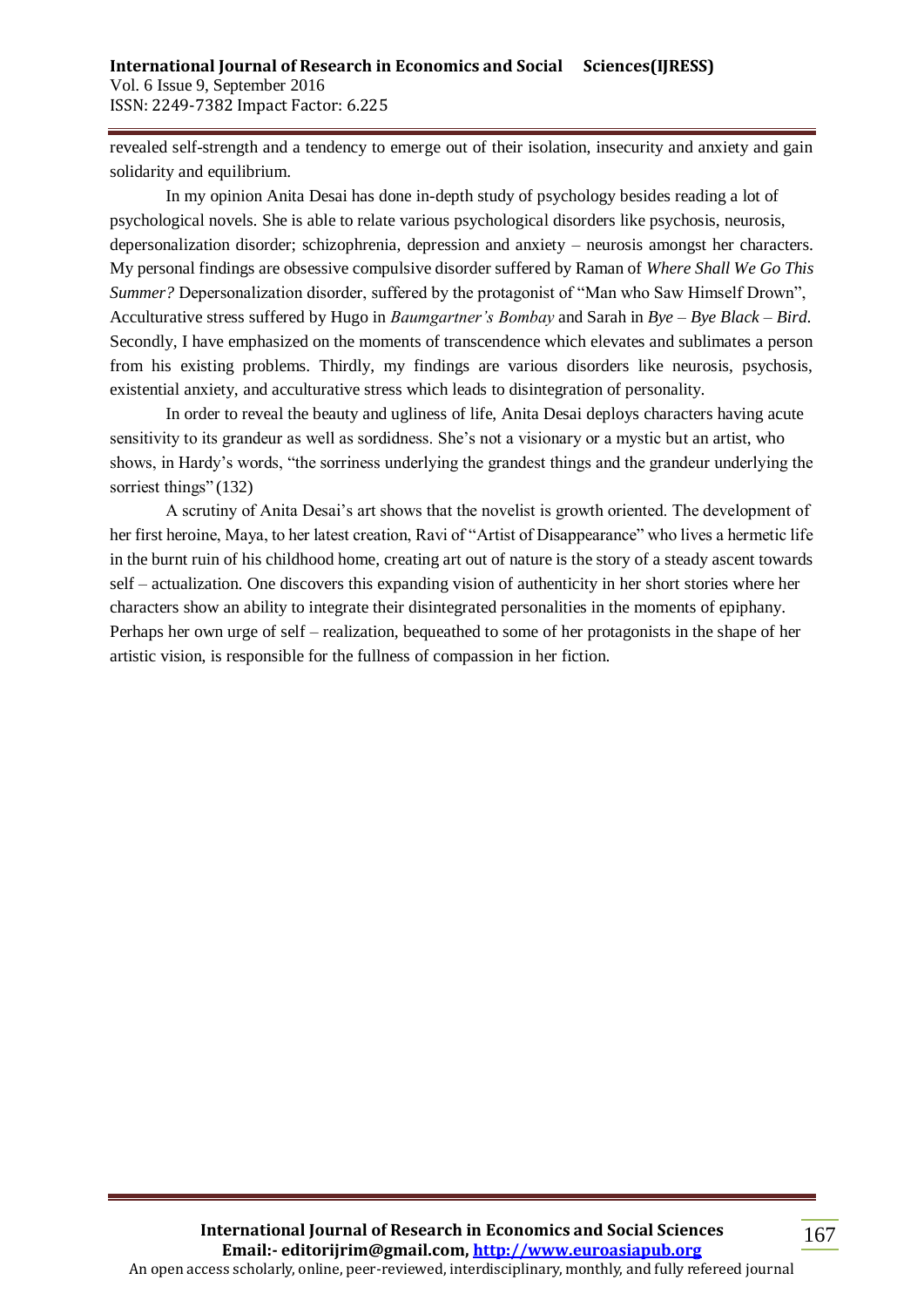revealed self-strength and a tendency to emerge out of their isolation, insecurity and anxiety and gain solidarity and equilibrium.

In my opinion Anita Desai has done in-depth study of psychology besides reading a lot of psychological novels. She is able to relate various psychological disorders like psychosis, neurosis, depersonalization disorder; schizophrenia, depression and anxiety – neurosis amongst her characters. My personal findings are obsessive compulsive disorder suffered by Raman of *Where Shall We Go This Summer?* Depersonalization disorder, suffered by the protagonist of "Man who Saw Himself Drown", Acculturative stress suffered by Hugo in *Baumgartner's Bombay* and Sarah in *Bye – Bye Black – Bird.* Secondly, I have emphasized on the moments of transcendence which elevates and sublimates a person from his existing problems. Thirdly, my findings are various disorders like neurosis, psychosis, existential anxiety, and acculturative stress which leads to disintegration of personality.

In order to reveal the beauty and ugliness of life, Anita Desai deploys characters having acute sensitivity to its grandeur as well as sordidness. She's not a visionary or a mystic but an artist, who shows, in Hardy's words, "the sorriness underlying the grandest things and the grandeur underlying the sorriest things" (132)

A scrutiny of Anita Desai's art shows that the novelist is growth oriented. The development of her first heroine, Maya, to her latest creation, Ravi of "Artist of Disappearance" who lives a hermetic life in the burnt ruin of his childhood home, creating art out of nature is the story of a steady ascent towards self – actualization. One discovers this expanding vision of authenticity in her short stories where her characters show an ability to integrate their disintegrated personalities in the moments of epiphany. Perhaps her own urge of self – realization, bequeathed to some of her protagonists in the shape of her artistic vision, is responsible for the fullness of compassion in her fiction.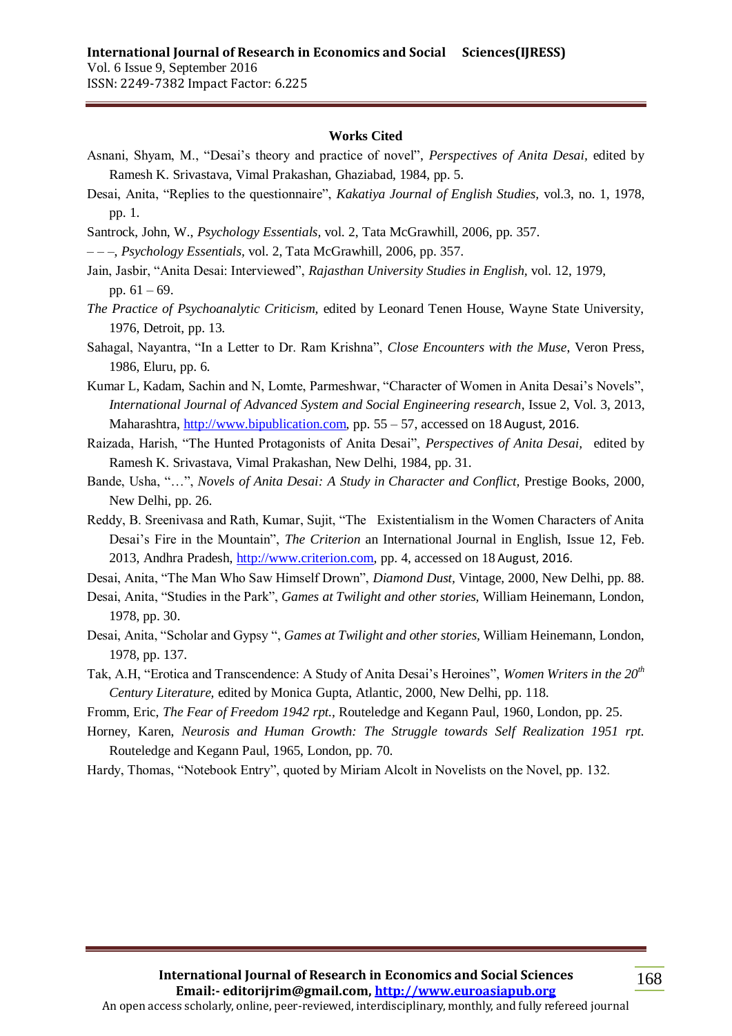**Works Cited**

Asnani, Shyam, M., "Desai's theory and practice of novel", *Perspectives of Anita Desai*, edited by Ramesh K. Srivastava, Vimal Prakashan, Ghaziabad, 1984, pp. 5.

Desai, Anita, "Replies to the questionnaire", *Kakatiya Journal of English Studies*, vol.3, no. 1, 1978, pp. 1.

Santrock, John, W., *Psychology Essentials*, vol. 2, Tata McGrawhill, 2006, pp. 357.

– – –, *Psychology Essentials*, vol. 2, Tata McGrawhill, 2006, pp. 357.

Jain, Jasbir, "Anita Desai: Interviewed", *Rajasthan University Studies in English*, vol. 12, 1979, pp. 61 – 69.

*The Practice of Psychoanalytic Criticism*, edited by Leonard Tenen House, Wayne State University, 1976, Detroit, pp. 13.

Sahagal, Nayantra, "In a Letter to Dr. Ram Krishna", *Close Encounters with the Muse*, Veron Press, 1986, Eluru, pp. 6.

Kumar L, Kadam, Sachin and N, Lomte, Parmeshwar, "Character of Women in Anita Desai's Novels", *International Journal of Advanced System and Social Engineering research*, Issue 2, Vol. 3, 2013, Maharashtra, http://www.bipublication.com, pp. 55 – 57, accessed on 18 August, 2016.

Raizada, Harish, "The Hunted Protagonists of Anita Desai", *Perspectives of Anita Desai*, edited by Ramesh K. Srivastava, Vimal Prakashan, New Delhi, 1984, pp. 31.

Bande, Usha, "…", *Novels of Anita Desai: A Study in Character and Conflict*, Prestige Books, 2000, New Delhi, pp. 26.

Reddy, B. Sreenivasa and Rath, Kumar, Sujit, "The Existentialism in the Women Characters of Anita Desai's Fire in the Mountain", *The Criterion* an International Journal in English, Issue 12, Feb. 2013, Andhra Pradesh, http://www.criterion.com, pp. 4, accessed on 18 August, 2016.

Desai, Anita, "The Man Who Saw Himself Drown", *Diamond Dust*, Vintage, 2000, New Delhi, pp. 88.

Desai, Anita, "Studies in the Park", *Games at Twilight and other stories*, William Heinemann, London, 1978, pp. 30.

Desai, Anita, "Scholar and Gypsy ", *Games at Twilight and other stories*, William Heinemann, London, 1978, pp. 137.

Tak, A.H, "Erotica and Transcendence: A Study of Anita Desai's Heroines", *Women Writers in the 20th Century Literature*, edited by Monica Gupta, Atlantic, 2000, New Delhi, pp. 118.

Fromm, Eric, *The Fear of Freedom 1942 rpt.*, Routeledge and Kegann Paul, 1960, London, pp. 25.

Horney, Karen, *Neurosis and Human Growth: The Struggle towards Self Realization 1951 rpt.* Routeledge and Kegann Paul, 1965, London, pp. 70.

Hardy, Thomas, "Notebook Entry", quoted by Miriam Alcolt in Novelists on the Novel, pp. 132.